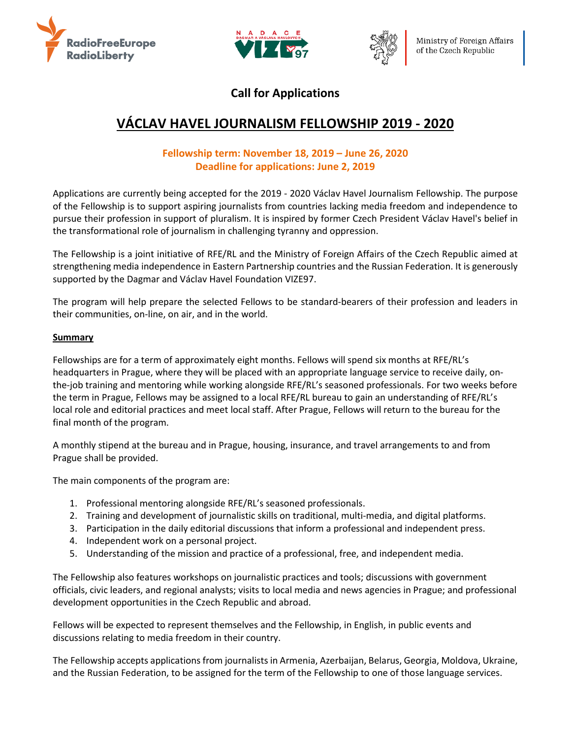Ministry of Foreign Affairs of the Czech Republic

## Call for Applications

# VÁCLAV HAVEL JOURNALISM FELLOWSHIP 2019 - 2020

**Fellowship term: November 18, 2019 – June 26, 2020**
**Deadline for applications: June 2, 2019**

Applications are currently being accepted for the 2019 - 2020 Václav Havel Journalism Fellowship. The purpose of the Fellowship is to support aspiring journalists from countries lacking media freedom and independence to pursue their profession in support of pluralism. It is inspired by former Czech President Václav Havel's belief in the transformational role of journalism in challenging tyranny and oppression.

The Fellowship is a joint initiative of RFE/RL and the Ministry of Foreign Affairs of the Czech Republic aimed at strengthening media independence in Eastern Partnership countries and the Russian Federation. It is generously supported by the Dagmar and Václav Havel Foundation VIZE97.

The program will help prepare the selected Fellows to be standard-bearers of their profession and leaders in their communities, on-line, on air, and in the world.

**Summary**

Fellowships are for a term of approximately eight months. Fellows will spend six months at RFE/RL's headquarters in Prague, where they will be placed with an appropriate language service to receive daily, on-the-job training and mentoring while working alongside RFE/RL's seasoned professionals. For two weeks before the term in Prague, Fellows may be assigned to a local RFE/RL bureau to gain an understanding of RFE/RL's local role and editorial practices and meet local staff. After Prague, Fellows will return to the bureau for the final month of the program.

A monthly stipend at the bureau and in Prague, housing, insurance, and travel arrangements to and from Prague shall be provided.

The main components of the program are:

1. Professional mentoring alongside RFE/RL's seasoned professionals.
2. Training and development of journalistic skills on traditional, multi-media, and digital platforms.
3. Participation in the daily editorial discussions that inform a professional and independent press.
4. Independent work on a personal project.
5. Understanding of the mission and practice of a professional, free, and independent media.

The Fellowship also features workshops on journalistic practices and tools; discussions with government officials, civic leaders, and regional analysts; visits to local media and news agencies in Prague; and professional development opportunities in the Czech Republic and abroad.

Fellows will be expected to represent themselves and the Fellowship, in English, in public events and discussions relating to media freedom in their country.

The Fellowship accepts applications from journalists in Armenia, Azerbaijan, Belarus, Georgia, Moldova, Ukraine, and the Russian Federation, to be assigned for the term of the Fellowship to one of those language services.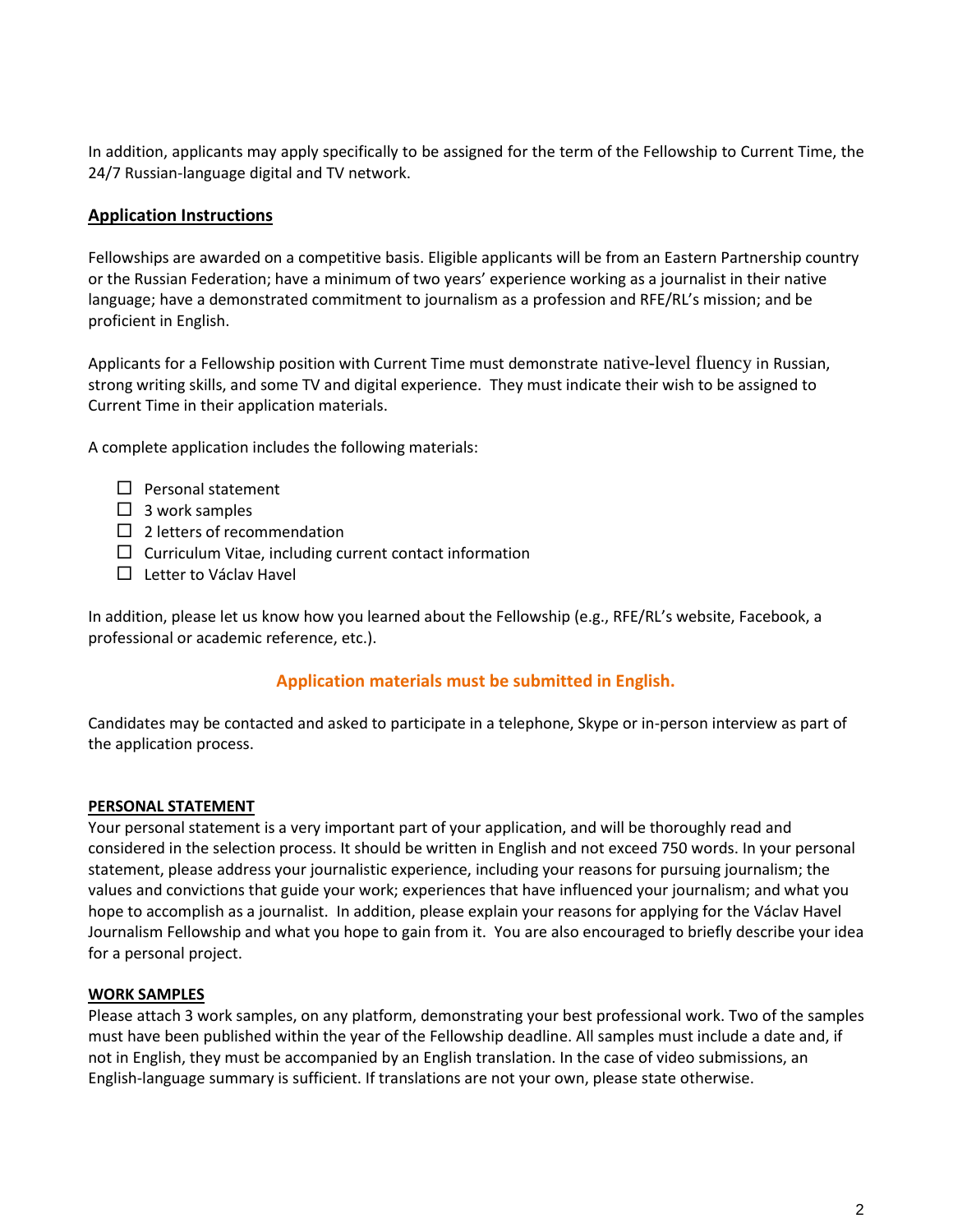In addition, applicants may apply specifically to be assigned for the term of the Fellowship to Current Time, the 24/7 Russian-language digital and TV network.

## Application Instructions

Fellowships are awarded on a competitive basis. Eligible applicants will be from an Eastern Partnership country or the Russian Federation; have a minimum of two years' experience working as a journalist in their native language; have a demonstrated commitment to journalism as a profession and RFE/RL's mission; and be proficient in English.

Applicants for a Fellowship position with Current Time must demonstrate native-level fluency in Russian, strong writing skills, and some TV and digital experience. They must indicate their wish to be assigned to Current Time in their application materials.

A complete application includes the following materials:

- ☐ Personal statement
- ☐ 3 work samples
- ☐ 2 letters of recommendation
- ☐ Curriculum Vitae, including current contact information
- ☐ Letter to Václav Havel

In addition, please let us know how you learned about the Fellowship (e.g., RFE/RL's website, Facebook, a professional or academic reference, etc.).

**Application materials must be submitted in English.**

Candidates may be contacted and asked to participate in a telephone, Skype or in-person interview as part of the application process.

### PERSONAL STATEMENT

Your personal statement is a very important part of your application, and will be thoroughly read and considered in the selection process. It should be written in English and not exceed 750 words. In your personal statement, please address your journalistic experience, including your reasons for pursuing journalism; the values and convictions that guide your work; experiences that have influenced your journalism; and what you hope to accomplish as a journalist. In addition, please explain your reasons for applying for the Václav Havel Journalism Fellowship and what you hope to gain from it. You are also encouraged to briefly describe your idea for a personal project.

### WORK SAMPLES

Please attach 3 work samples, on any platform, demonstrating your best professional work. Two of the samples must have been published within the year of the Fellowship deadline. All samples must include a date and, if not in English, they must be accompanied by an English translation. In the case of video submissions, an English-language summary is sufficient. If translations are not your own, please state otherwise.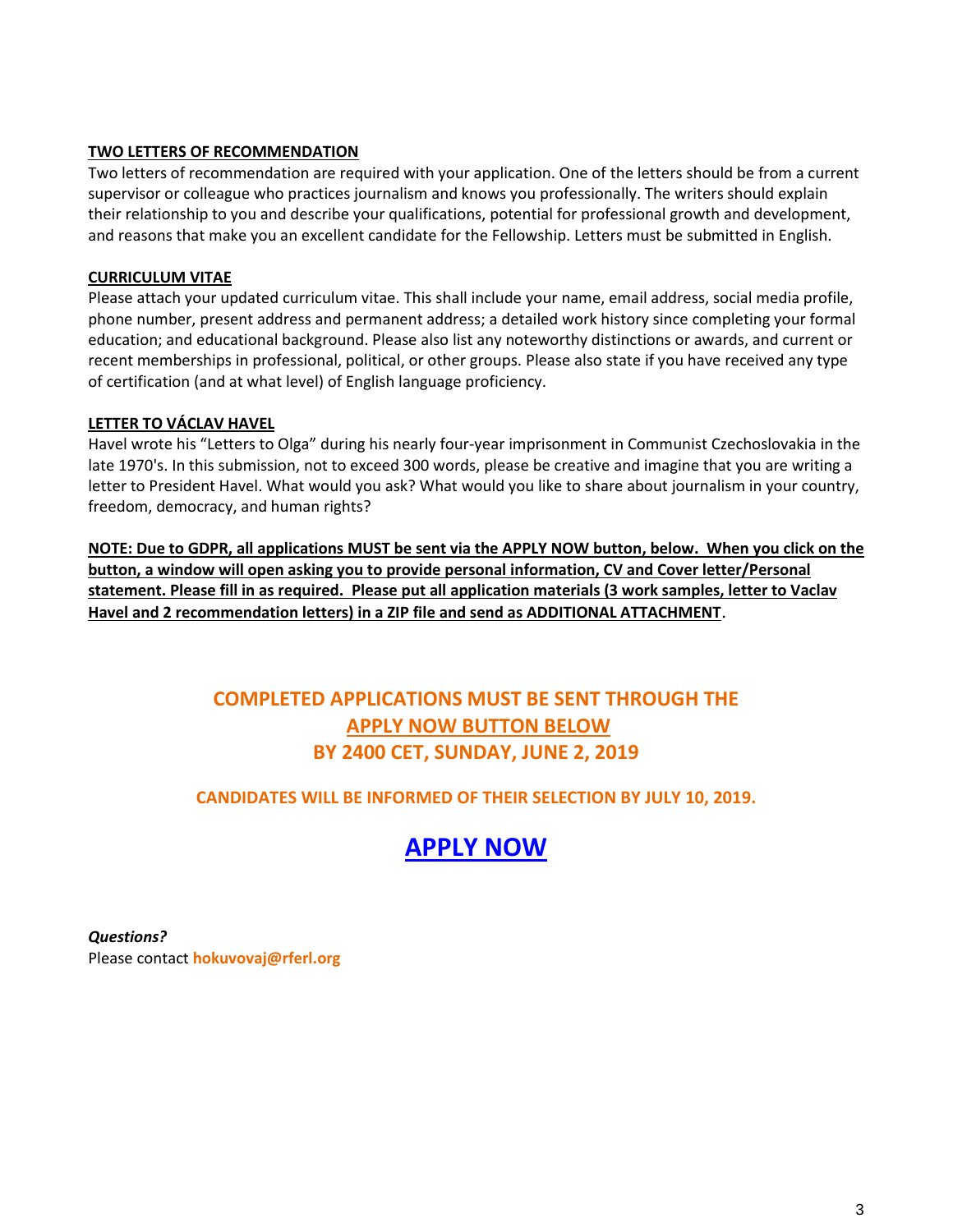**TWO LETTERS OF RECOMMENDATION**

Two letters of recommendation are required with your application. One of the letters should be from a current supervisor or colleague who practices journalism and knows you professionally. The writers should explain their relationship to you and describe your qualifications, potential for professional growth and development, and reasons that make you an excellent candidate for the Fellowship. Letters must be submitted in English.

**CURRICULUM VITAE**

Please attach your updated curriculum vitae. This shall include your name, email address, social media profile, phone number, present address and permanent address; a detailed work history since completing your formal education; and educational background. Please also list any noteworthy distinctions or awards, and current or recent memberships in professional, political, or other groups. Please also state if you have received any type of certification (and at what level) of English language proficiency.

**LETTER TO VÁCLAV HAVEL**

Havel wrote his "Letters to Olga" during his nearly four-year imprisonment in Communist Czechoslovakia in the late 1970's. In this submission, not to exceed 300 words, please be creative and imagine that you are writing a letter to President Havel. What would you ask? What would you like to share about journalism in your country, freedom, democracy, and human rights?

**NOTE: Due to GDPR, all applications MUST be sent via the APPLY NOW button, below. When you click on the button, a window will open asking you to provide personal information, CV and Cover letter/Personal statement. Please fill in as required. Please put all application materials (3 work samples, letter to Vaclav Havel and 2 recommendation letters) in a ZIP file and send as ADDITIONAL ATTACHMENT**.

**COMPLETED APPLICATIONS MUST BE SENT THROUGH THE APPLY NOW BUTTON BELOW BY 2400 CET, SUNDAY, JUNE 2, 2019**

**CANDIDATES WILL BE INFORMED OF THEIR SELECTION BY JULY 10, 2019.**

## APPLY NOW

***Questions?***

Please contact **hokuvovaj@rferl.org**